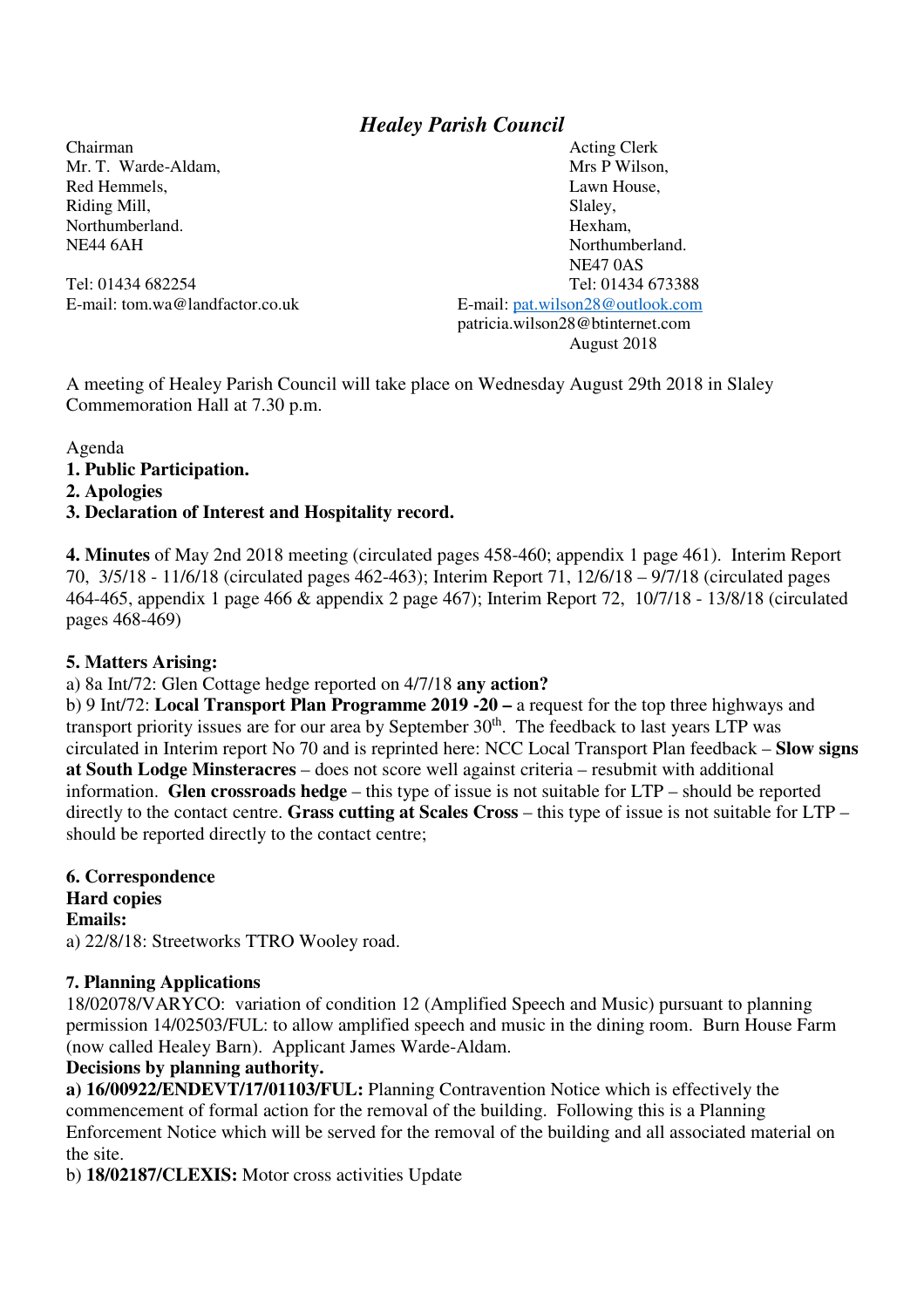# *Healey Parish Council*

Chairman
Mr. T. Warde-Aldam,
Red Hemmels,
Riding Mill,
Northumberland.
NE44 6AH

Tel: 01434 682254
E-mail: tom.wa@landfactor.co.uk

Acting Clerk
Mrs P Wilson,
Lawn House,
Slaley,
Hexham,
Northumberland.
NE47 0AS
Tel: 01434 673388
E-mail: pat.wilson28@outlook.com
patricia.wilson28@btinternet.com
August 2018

A meeting of Healey Parish Council will take place on Wednesday August 29th 2018 in Slaley Commemoration Hall at 7.30 p.m.

Agenda

**1. Public Participation.**

**2. Apologies**

**3. Declaration of Interest and Hospitality record.**

**4. Minutes** of May 2nd 2018 meeting (circulated pages 458-460; appendix 1 page 461). Interim Report 70, 3/5/18 - 11/6/18 (circulated pages 462-463); Interim Report 71, 12/6/18 – 9/7/18 (circulated pages 464-465, appendix 1 page 466 & appendix 2 page 467); Interim Report 72, 10/7/18 - 13/8/18 (circulated pages 468-469)

**5. Matters Arising:**

a) 8a Int/72: Glen Cottage hedge reported on 4/7/18 **any action?**

b) 9 Int/72: **Local Transport Plan Programme 2019 -20 –** a request for the top three highways and transport priority issues are for our area by September 30th. The feedback to last years LTP was circulated in Interim report No 70 and is reprinted here: NCC Local Transport Plan feedback – **Slow signs at South Lodge Minsteracres** – does not score well against criteria – resubmit with additional information. **Glen crossroads hedge** – this type of issue is not suitable for LTP – should be reported directly to the contact centre. **Grass cutting at Scales Cross** – this type of issue is not suitable for LTP – should be reported directly to the contact centre;

**6. Correspondence**

**Hard copies**

**Emails:**

a) 22/8/18: Streetworks TTRO Wooley road.

**7. Planning Applications**

18/02078/VARYCO: variation of condition 12 (Amplified Speech and Music) pursuant to planning permission 14/02503/FUL: to allow amplified speech and music in the dining room. Burn House Farm (now called Healey Barn). Applicant James Warde-Aldam.

**Decisions by planning authority.**

**a) 16/00922/ENDEVT/17/01103/FUL:** Planning Contravention Notice which is effectively the commencement of formal action for the removal of the building. Following this is a Planning Enforcement Notice which will be served for the removal of the building and all associated material on the site.

b) **18/02187/CLEXIS:** Motor cross activities Update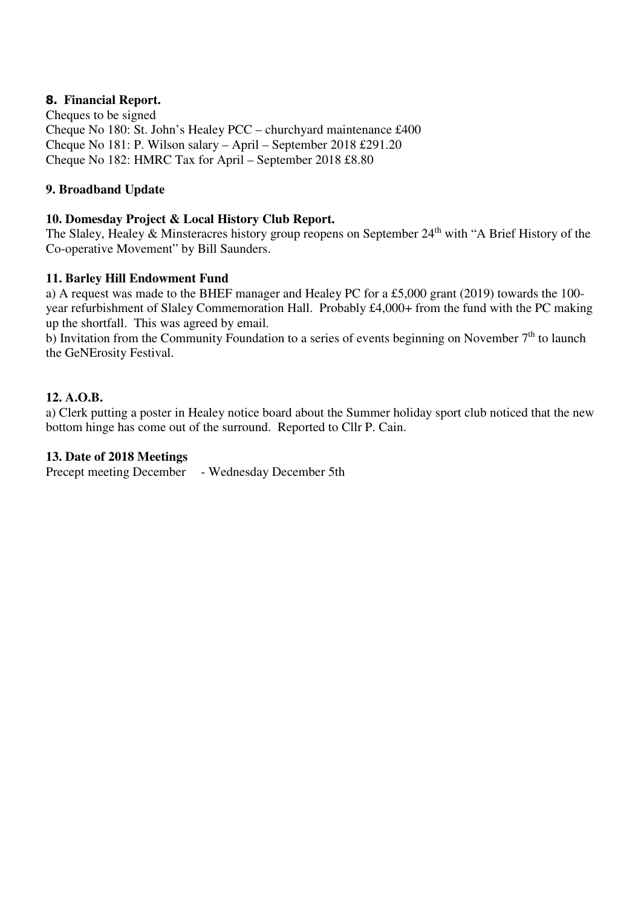**8. Financial Report.**

Cheques to be signed
Cheque No 180: St. John's Healey PCC – churchyard maintenance £400
Cheque No 181: P. Wilson salary – April – September 2018 £291.20
Cheque No 182: HMRC Tax for April – September 2018 £8.80

**9. Broadband Update**

**10. Domesday Project & Local History Club Report.**

The Slaley, Healey & Minsteracres history group reopens on September 24th with "A Brief History of the Co-operative Movement" by Bill Saunders.

**11. Barley Hill Endowment Fund**

a) A request was made to the BHEF manager and Healey PC for a £5,000 grant (2019) towards the 100-year refurbishment of Slaley Commemoration Hall. Probably £4,000+ from the fund with the PC making up the shortfall. This was agreed by email.
b) Invitation from the Community Foundation to a series of events beginning on November 7th to launch the GeNErosity Festival.

**12. A.O.B.**

a) Clerk putting a poster in Healey notice board about the Summer holiday sport club noticed that the new bottom hinge has come out of the surround. Reported to Cllr P. Cain.

**13. Date of 2018 Meetings**

Precept meeting December - Wednesday December 5th